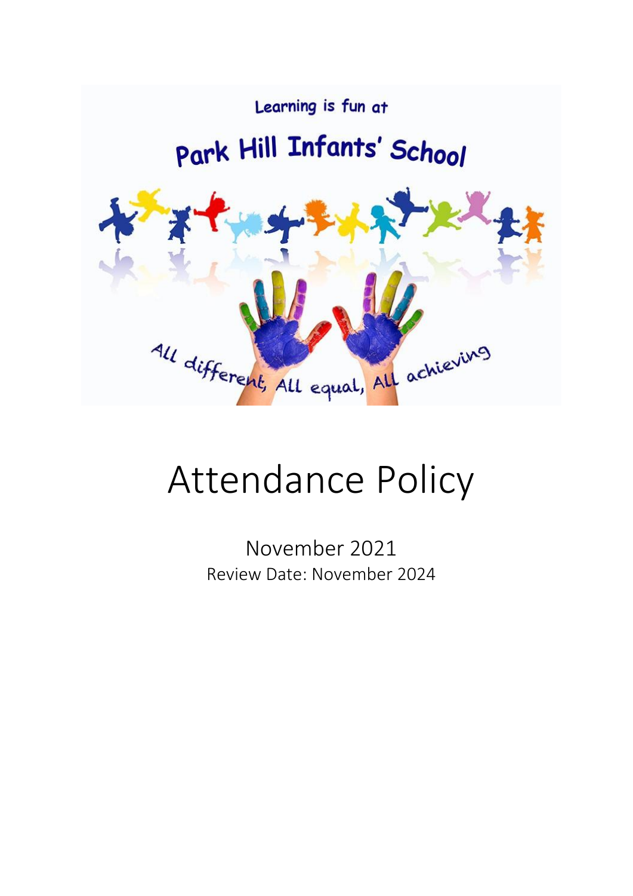Learning is fun at

Park Hill Infants' School

All different, All equal, All achieving

# Attendance Policy

November 2021

Review Date: November 2024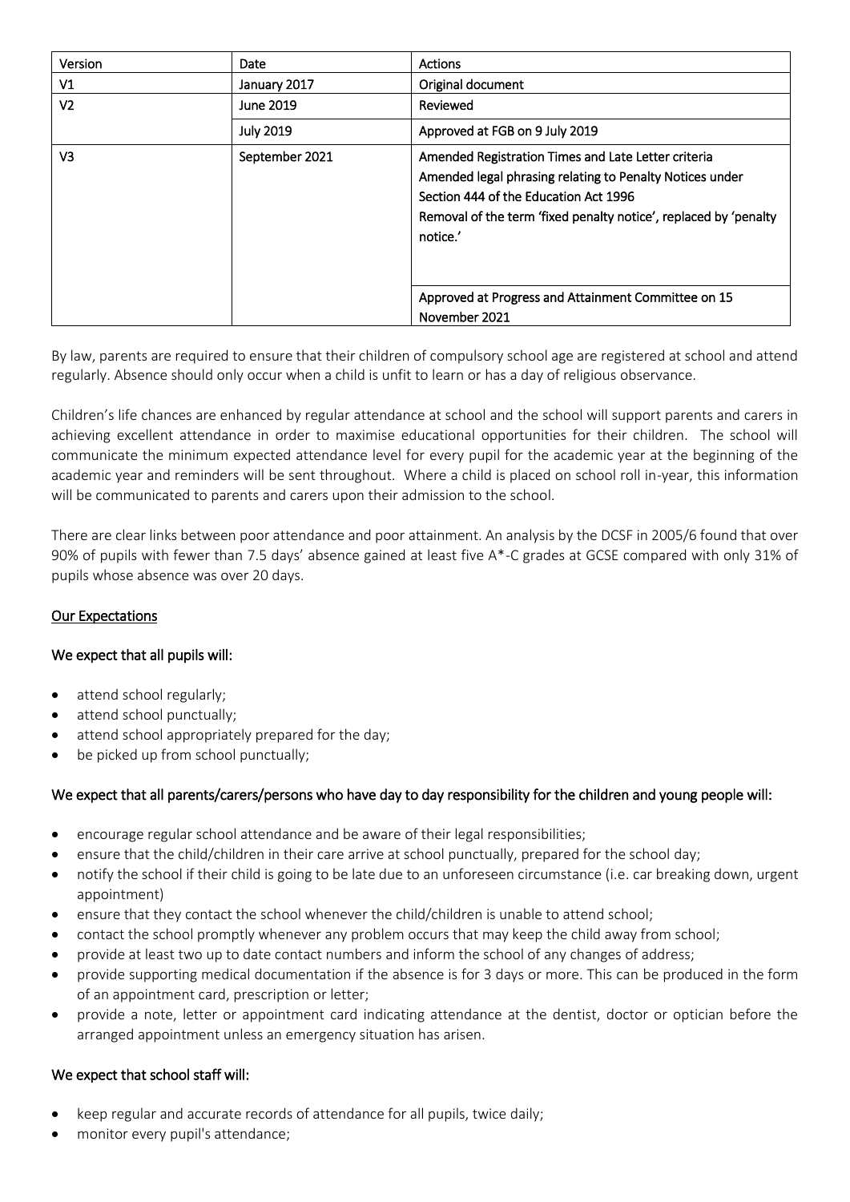| Version | Date | Actions |
| --- | --- | --- |
| V1 | January 2017 | Original document |
| V2 | June 2019 | Reviewed |
| | July 2019 | Approved at FGB on 9 July 2019 |
| V3 | September 2021 | Amended Registration Times and Late Letter criteria<br>Amended legal phrasing relating to Penalty Notices under Section 444 of the Education Act 1996<br>Removal of the term 'fixed penalty notice', replaced by 'penalty notice.' |
| | | Approved at Progress and Attainment Committee on 15 November 2021 |

By law, parents are required to ensure that their children of compulsory school age are registered at school and attend regularly. Absence should only occur when a child is unfit to learn or has a day of religious observance.

Children's life chances are enhanced by regular attendance at school and the school will support parents and carers in achieving excellent attendance in order to maximise educational opportunities for their children. The school will communicate the minimum expected attendance level for every pupil for the academic year at the beginning of the academic year and reminders will be sent throughout. Where a child is placed on school roll in-year, this information will be communicated to parents and carers upon their admission to the school.

There are clear links between poor attendance and poor attainment. An analysis by the DCSF in 2005/6 found that over 90% of pupils with fewer than 7.5 days' absence gained at least five A*-C grades at GCSE compared with only 31% of pupils whose absence was over 20 days.

## Our Expectations

### We expect that all pupils will:

- attend school regularly;
- attend school punctually;
- attend school appropriately prepared for the day;
- be picked up from school punctually;

### We expect that all parents/carers/persons who have day to day responsibility for the children and young people will:

- encourage regular school attendance and be aware of their legal responsibilities;
- ensure that the child/children in their care arrive at school punctually, prepared for the school day;
- notify the school if their child is going to be late due to an unforeseen circumstance (i.e. car breaking down, urgent appointment)
- ensure that they contact the school whenever the child/children is unable to attend school;
- contact the school promptly whenever any problem occurs that may keep the child away from school;
- provide at least two up to date contact numbers and inform the school of any changes of address;
- provide supporting medical documentation if the absence is for 3 days or more. This can be produced in the form of an appointment card, prescription or letter;
- provide a note, letter or appointment card indicating attendance at the dentist, doctor or optician before the arranged appointment unless an emergency situation has arisen.

### We expect that school staff will:

- keep regular and accurate records of attendance for all pupils, twice daily;
- monitor every pupil's attendance;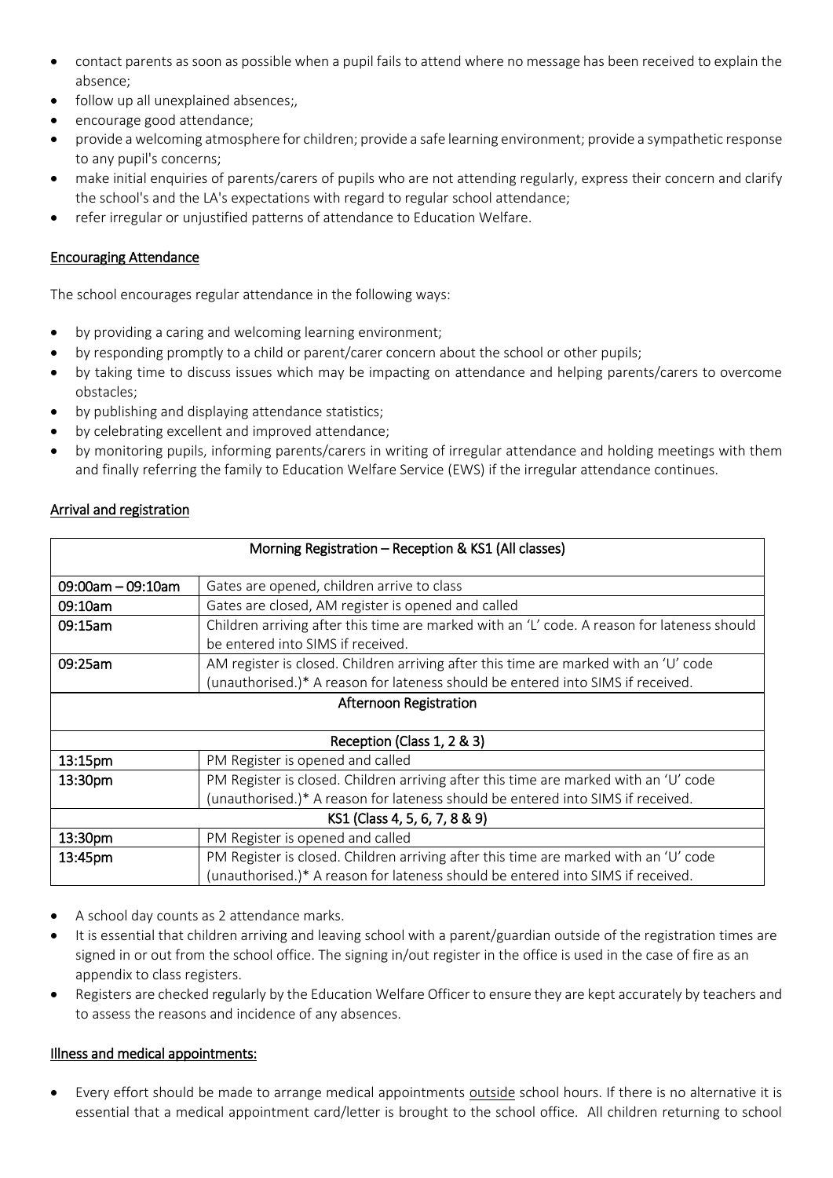- contact parents as soon as possible when a pupil fails to attend where no message has been received to explain the absence;
- follow up all unexplained absences;,
- encourage good attendance;
- provide a welcoming atmosphere for children; provide a safe learning environment; provide a sympathetic response to any pupil's concerns;
- make initial enquiries of parents/carers of pupils who are not attending regularly, express their concern and clarify the school's and the LA's expectations with regard to regular school attendance;
- refer irregular or unjustified patterns of attendance to Education Welfare.

## Encouraging Attendance

The school encourages regular attendance in the following ways:

- by providing a caring and welcoming learning environment;
- by responding promptly to a child or parent/carer concern about the school or other pupils;
- by taking time to discuss issues which may be impacting on attendance and helping parents/carers to overcome obstacles;
- by publishing and displaying attendance statistics;
- by celebrating excellent and improved attendance;
- by monitoring pupils, informing parents/carers in writing of irregular attendance and holding meetings with them and finally referring the family to Education Welfare Service (EWS) if the irregular attendance continues.

## Arrival and registration

| Morning Registration – Reception & KS1 (All classes) | |
|---|---|
| 09:00am – 09:10am | Gates are opened, children arrive to class |
| 09:10am | Gates are closed, AM register is opened and called |
| 09:15am | Children arriving after this time are marked with an 'L' code. A reason for lateness should be entered into SIMS if received. |
| 09:25am | AM register is closed. Children arriving after this time are marked with an 'U' code (unauthorised.)* A reason for lateness should be entered into SIMS if received. |
| **Afternoon Registration** | |
| **Reception (Class 1, 2 & 3)** | |
| 13:15pm | PM Register is opened and called |
| 13:30pm | PM Register is closed. Children arriving after this time are marked with an 'U' code (unauthorised.)* A reason for lateness should be entered into SIMS if received. |
| **KS1 (Class 4, 5, 6, 7, 8 & 9)** | |
| 13:30pm | PM Register is opened and called |
| 13:45pm | PM Register is closed. Children arriving after this time are marked with an 'U' code (unauthorised.)* A reason for lateness should be entered into SIMS if received. |

- A school day counts as 2 attendance marks.
- It is essential that children arriving and leaving school with a parent/guardian outside of the registration times are signed in or out from the school office. The signing in/out register in the office is used in the case of fire as an appendix to class registers.
- Registers are checked regularly by the Education Welfare Officer to ensure they are kept accurately by teachers and to assess the reasons and incidence of any absences.

## Illness and medical appointments:

- Every effort should be made to arrange medical appointments outside school hours. If there is no alternative it is essential that a medical appointment card/letter is brought to the school office. All children returning to school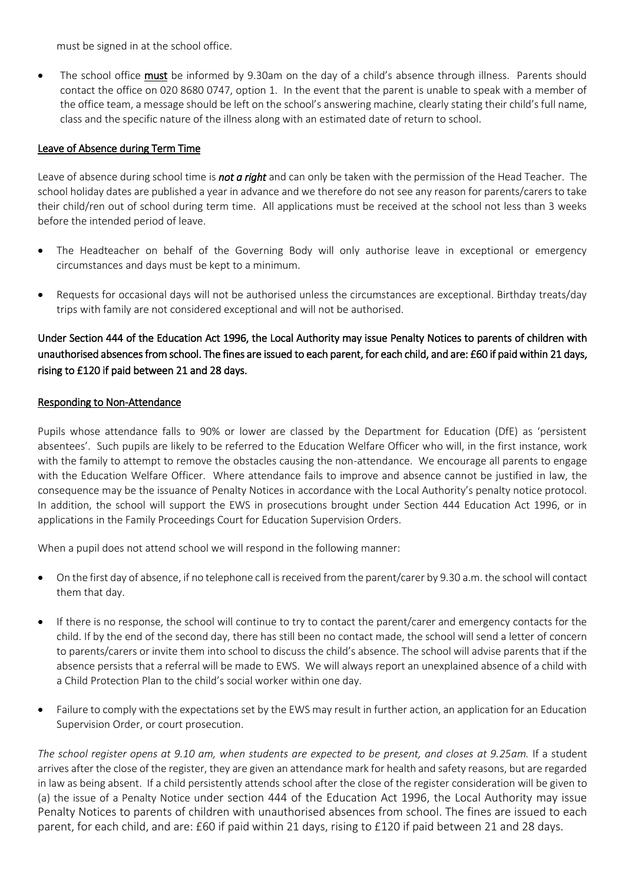must be signed in at the school office.

- The school office **must** be informed by 9.30am on the day of a child's absence through illness. Parents should contact the office on 020 8680 0747, option 1. In the event that the parent is unable to speak with a member of the office team, a message should be left on the school's answering machine, clearly stating their child's full name, class and the specific nature of the illness along with an estimated date of return to school.

## Leave of Absence during Term Time

Leave of absence during school time is ***not a right*** and can only be taken with the permission of the Head Teacher. The school holiday dates are published a year in advance and we therefore do not see any reason for parents/carers to take their child/ren out of school during term time. All applications must be received at the school not less than 3 weeks before the intended period of leave.

- The Headteacher on behalf of the Governing Body will only authorise leave in exceptional or emergency circumstances and days must be kept to a minimum.
- Requests for occasional days will not be authorised unless the circumstances are exceptional. Birthday treats/day trips with family are not considered exceptional and will not be authorised.

Under Section 444 of the Education Act 1996, the Local Authority may issue Penalty Notices to parents of children with unauthorised absences from school. The fines are issued to each parent, for each child, and are: £60 if paid within 21 days, rising to £120 if paid between 21 and 28 days.

## Responding to Non-Attendance

Pupils whose attendance falls to 90% or lower are classed by the Department for Education (DfE) as 'persistent absentees'. Such pupils are likely to be referred to the Education Welfare Officer who will, in the first instance, work with the family to attempt to remove the obstacles causing the non-attendance. We encourage all parents to engage with the Education Welfare Officer. Where attendance fails to improve and absence cannot be justified in law, the consequence may be the issuance of Penalty Notices in accordance with the Local Authority's penalty notice protocol. In addition, the school will support the EWS in prosecutions brought under Section 444 Education Act 1996, or in applications in the Family Proceedings Court for Education Supervision Orders.

When a pupil does not attend school we will respond in the following manner:

- On the first day of absence, if no telephone call is received from the parent/carer by 9.30 a.m. the school will contact them that day.
- If there is no response, the school will continue to try to contact the parent/carer and emergency contacts for the child. If by the end of the second day, there has still been no contact made, the school will send a letter of concern to parents/carers or invite them into school to discuss the child's absence. The school will advise parents that if the absence persists that a referral will be made to EWS. We will always report an unexplained absence of a child with a Child Protection Plan to the child's social worker within one day.
- Failure to comply with the expectations set by the EWS may result in further action, an application for an Education Supervision Order, or court prosecution.

*The school register opens at 9.10 am, when students are expected to be present, and closes at 9.25am.* If a student arrives after the close of the register, they are given an attendance mark for health and safety reasons, but are regarded in law as being absent. If a child persistently attends school after the close of the register consideration will be given to (a) the issue of a Penalty Notice under section 444 of the Education Act 1996, the Local Authority may issue Penalty Notices to parents of children with unauthorised absences from school. The fines are issued to each parent, for each child, and are: £60 if paid within 21 days, rising to £120 if paid between 21 and 28 days.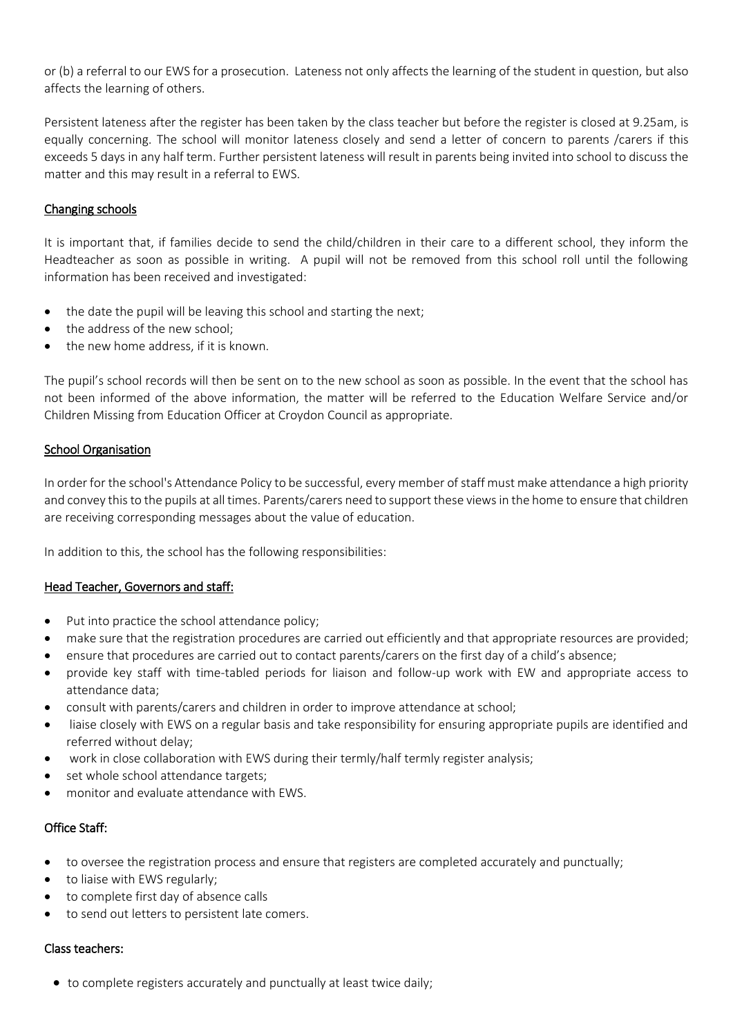or (b) a referral to our EWS for a prosecution. Lateness not only affects the learning of the student in question, but also affects the learning of others.

Persistent lateness after the register has been taken by the class teacher but before the register is closed at 9.25am, is equally concerning. The school will monitor lateness closely and send a letter of concern to parents /carers if this exceeds 5 days in any half term. Further persistent lateness will result in parents being invited into school to discuss the matter and this may result in a referral to EWS.

## Changing schools

It is important that, if families decide to send the child/children in their care to a different school, they inform the Headteacher as soon as possible in writing. A pupil will not be removed from this school roll until the following information has been received and investigated:

- the date the pupil will be leaving this school and starting the next;
- the address of the new school;
- the new home address, if it is known.

The pupil's school records will then be sent on to the new school as soon as possible. In the event that the school has not been informed of the above information, the matter will be referred to the Education Welfare Service and/or Children Missing from Education Officer at Croydon Council as appropriate.

## School Organisation

In order for the school's Attendance Policy to be successful, every member of staff must make attendance a high priority and convey this to the pupils at all times. Parents/carers need to support these views in the home to ensure that children are receiving corresponding messages about the value of education.

In addition to this, the school has the following responsibilities:

### Head Teacher, Governors and staff:

- Put into practice the school attendance policy;
- make sure that the registration procedures are carried out efficiently and that appropriate resources are provided;
- ensure that procedures are carried out to contact parents/carers on the first day of a child's absence;
- provide key staff with time-tabled periods for liaison and follow-up work with EW and appropriate access to attendance data;
- consult with parents/carers and children in order to improve attendance at school;
- liaise closely with EWS on a regular basis and take responsibility for ensuring appropriate pupils are identified and referred without delay;
- work in close collaboration with EWS during their termly/half termly register analysis;
- set whole school attendance targets;
- monitor and evaluate attendance with EWS.

### Office Staff:

- to oversee the registration process and ensure that registers are completed accurately and punctually;
- to liaise with EWS regularly;
- to complete first day of absence calls
- to send out letters to persistent late comers.

### Class teachers:

- to complete registers accurately and punctually at least twice daily;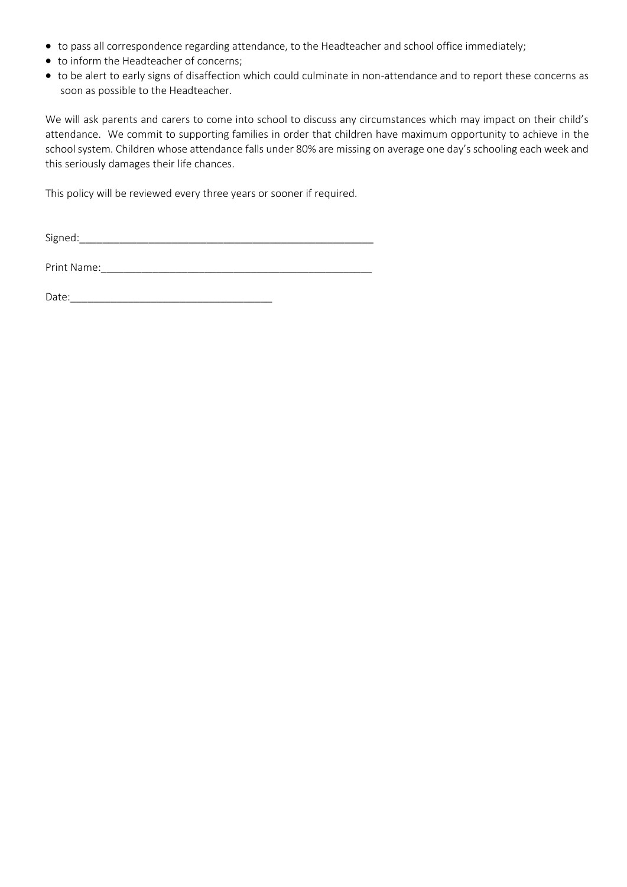- to pass all correspondence regarding attendance, to the Headteacher and school office immediately;
- to inform the Headteacher of concerns;
- to be alert to early signs of disaffection which could culminate in non-attendance and to report these concerns as soon as possible to the Headteacher.

We will ask parents and carers to come into school to discuss any circumstances which may impact on their child's attendance. We commit to supporting families in order that children have maximum opportunity to achieve in the school system. Children whose attendance falls under 80% are missing on average one day's schooling each week and this seriously damages their life chances.

This policy will be reviewed every three years or sooner if required.

Signed:___________________________________________________

Print Name:_______________________________________________

Date:___________________________________